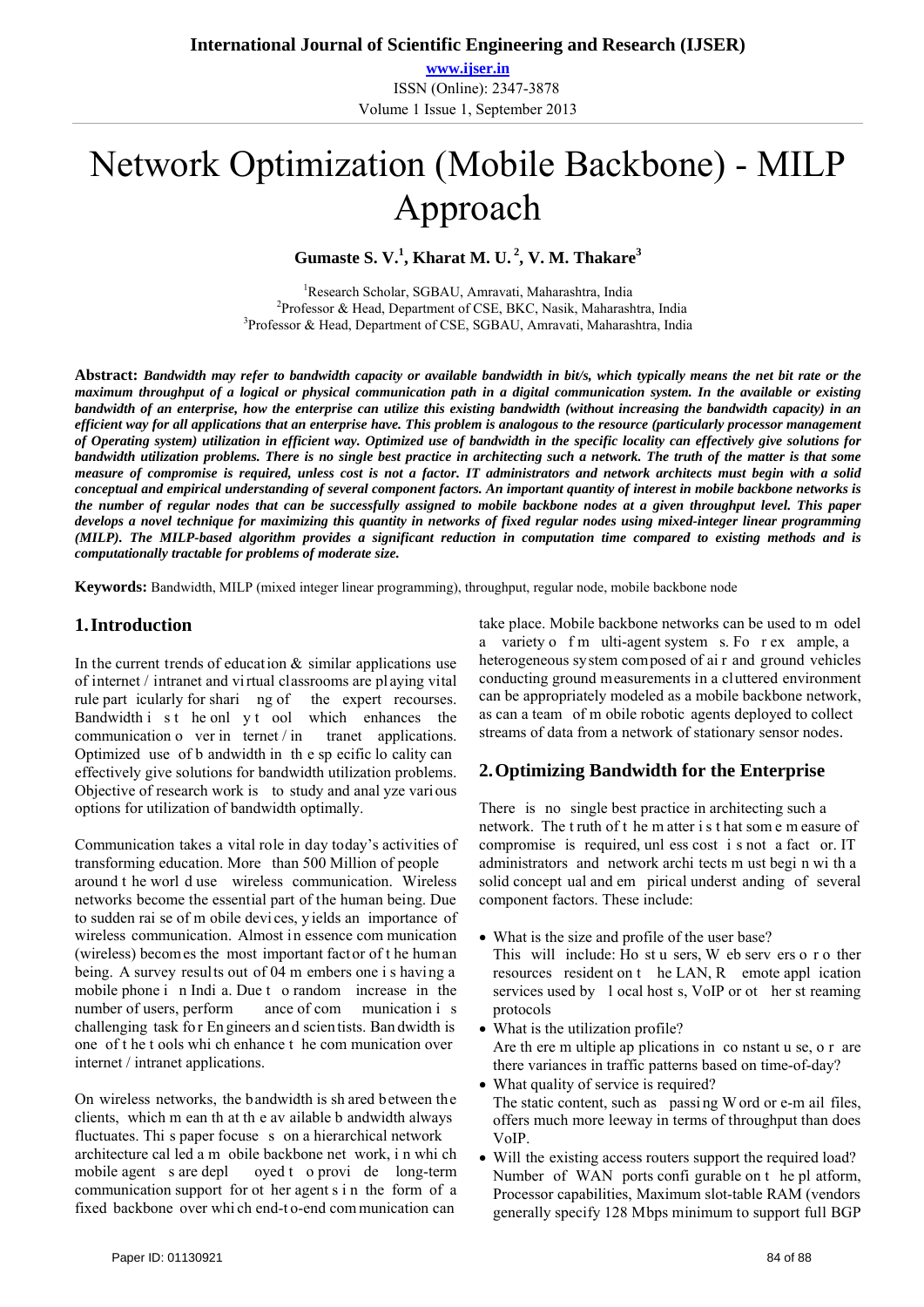# Network Optimization (Mobile Backbone) - MILP Approach

**Gumaste S. V.[1], Kharat M. U.[2], V. M. Thakare[3]**

[1]Research Scholar, SGBAU, Amravati, Maharashtra, India
[2]Professor & Head, Department of CSE, BKC, Nasik, Maharashtra, India
[3]Professor & Head, Department of CSE, SGBAU, Amravati, Maharashtra, India

**Abstract:** ***Bandwidth may refer to bandwidth capacity or available bandwidth in bit/s, which typically means the net bit rate or the maximum throughput of a logical or physical communication path in a digital communication system. In the available or existing bandwidth of an enterprise, how the enterprise can utilize this existing bandwidth (without increasing the bandwidth capacity) in an efficient way for all applications that an enterprise have. This problem is analogous to the resource (particularly processor management of Operating system) utilization in efficient way. Optimized use of bandwidth in the specific locality can effectively give solutions for bandwidth utilization problems. There is no single best practice in architecting such a network. The truth of the matter is that some measure of compromise is required, unless cost is not a factor. IT administrators and network architects must begin with a solid conceptual and empirical understanding of several component factors. An important quantity of interest in mobile backbone networks is the number of regular nodes that can be successfully assigned to mobile backbone nodes at a given throughput level. This paper develops a novel technique for maximizing this quantity in networks of fixed regular nodes using mixed-integer linear programming (MILP). The MILP-based algorithm provides a significant reduction in computation time compared to existing methods and is computationally tractable for problems of moderate size.***

**Keywords:** Bandwidth, MILP (mixed integer linear programming), throughput, regular node, mobile backbone node

## 1. Introduction

In the current trends of education & similar applications use of internet / intranet and virtual classrooms are playing vital rule particularly for sharing of the expert recourses. Bandwidth is the only tool which enhances the communication over internet / intranet applications. Optimized use of bandwidth in the specific locality can effectively give solutions for bandwidth utilization problems. Objective of research work is to study and analyze various options for utilization of bandwidth optimally.

Communication takes a vital role in day today's activities of transforming education. More than 500 Million of people around the world use wireless communication. Wireless networks become the essential part of the human being. Due to sudden raise of mobile devices, yields an importance of wireless communication. Almost in essence communication (wireless) becomes the most important factor of the human being. A survey results out of 04 members one is having a mobile phone in India. Due to random increase in the number of users, performance of communication is challenging task for Engineers and scientists. Bandwidth is one of the tools which enhance the communication over internet / intranet applications.

On wireless networks, the bandwidth is shared between the clients, which mean that the available bandwidth always fluctuates. This paper focuses on a hierarchical network architecture called a mobile backbone network, in which mobile agents are deployed to provide long-term communication support for other agents in the form of a fixed backbone over which end-to-end communication can take place. Mobile backbone networks can be used to model a variety of multi-agent systems. For example, a heterogeneous system composed of air and ground vehicles conducting ground measurements in a cluttered environment can be appropriately modeled as a mobile backbone network, as can a team of mobile robotic agents deployed to collect streams of data from a network of stationary sensor nodes.

## 2. Optimizing Bandwidth for the Enterprise

There is no single best practice in architecting such a network. The truth of the matter is that some measure of compromise is required, unless cost is not a factor. IT administrators and network architects must begin with a solid conceptual and empirical understanding of several component factors. These include:

- What is the size and profile of the user base?
  This will include: Host users, Web servers or other resources resident on the LAN, Remote application services used by local hosts, VoIP or other streaming protocols
- What is the utilization profile?
  Are there multiple applications in constant use, or are there variances in traffic patterns based on time-of-day?
- What quality of service is required?
  The static content, such as passing Word or e-mail files, offers much more leeway in terms of throughput than does VoIP.
- Will the existing access routers support the required load?
  Number of WAN ports configurable on the platform, Processor capabilities, Maximum slot-table RAM (vendors generally specify 128 Mbps minimum to support full BGP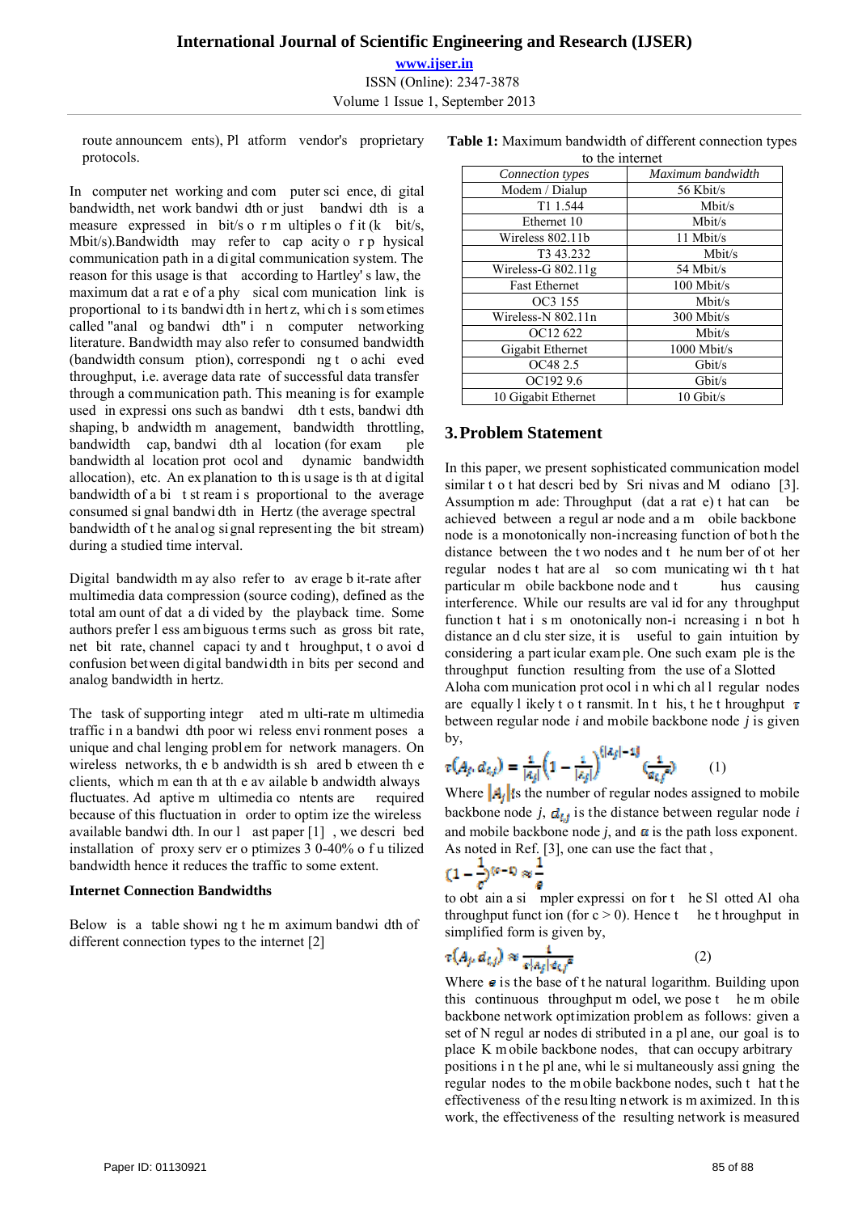route announcements), Platform vendor's proprietary protocols.

In computer networking and computer science, digital bandwidth, network bandwidth or just bandwidth is a measure expressed in bit/s or multiples of it (kbit/s, Mbit/s).Bandwidth may refer to capacity or physical communication path in a digital communication system. The reason for this usage is that according to Hartley's law, the maximum data rate of a physical communication link is proportional to its bandwidth in hertz, which is sometimes called "analog bandwidth" in computer networking literature. Bandwidth may also refer to consumed bandwidth (bandwidth consumption), corresponding to achieved throughput, i.e. average data rate of successful data transfer through a communication path. This meaning is for example used in expressions such as bandwidth tests, bandwidth shaping, bandwidth management, bandwidth throttling, bandwidth cap, bandwidth allocation (for example bandwidth allocation protocol and dynamic bandwidth allocation), etc. An explanation to this usage is that digital bandwidth of a bit stream is proportional to the average consumed signal bandwidth in Hertz (the average spectral bandwidth of the analog signal representing the bit stream) during a studied time interval.

Digital bandwidth may also refer to average bit-rate after multimedia data compression (source coding), defined as the total amount of data divided by the playback time. Some authors prefer less ambiguous terms such as gross bit rate, net bit rate, channel capacity and throughput, to avoid confusion between digital bandwidth in bits per second and analog bandwidth in hertz.

The task of supporting integrated multi-rate multimedia traffic in a bandwidth poor wireless environment poses a unique and challenging problem for network managers. On wireless networks, the bandwidth is shared between the clients, which mean that the available bandwidth always fluctuates. Adaptive multimedia contents are required because of this fluctuation in order to optimize the wireless available bandwidth. In our last paper [1], we described installation of proxy server optimizes 30-40% of utilized bandwidth hence it reduces the traffic to some extent.

**Internet Connection Bandwidths**

Below is a table showing the maximum bandwidth of different connection types to the internet [2]

**Table 1:** Maximum bandwidth of different connection types to the internet

| *Connection types* | *Maximum bandwidth* |
|---|---|
| Modem / Dialup | 56 Kbit/s |
| T1 | 1.544 Mbit/s |
| Ethernet | 10 Mbit/s |
| Wireless 802.11b | 11 Mbit/s |
| T3 | 43.232 Mbit/s |
| Wireless-G 802.11g | 54 Mbit/s |
| Fast Ethernet | 100 Mbit/s |
| OC3 | 155 Mbit/s |
| Wireless-N 802.11n | 300 Mbit/s |
| OC12 | 622 Mbit/s |
| Gigabit Ethernet | 1000 Mbit/s |
| OC48 | 2.5 Gbit/s |
| OC192 | 9.6 Gbit/s |
| 10 Gigabit Ethernet | 10 Gbit/s |

## 3. Problem Statement

In this paper, we present sophisticated communication model similar to that described by Srinivas and Modiano [3]. Assumption made: Throughput (data rate) that can be achieved between a regular node and a mobile backbone node is a monotonically non-increasing function of both the distance between the two nodes and the number of other regular nodes that are also communicating with that particular mobile backbone node and thus causing interference. While our results are valid for any throughput function that is monotonically non-increasing in both distance and cluster size, it is useful to gain intuition by considering a particular example. One such example is the throughput function resulting from the use of a Slotted Aloha communication protocol in which all regular nodes are equally likely to transmit. In this, the throughput $\tau$ between regular node *i* and mobile backbone node *j* is given by,

$$\tau(A_j, d_{i,j}) = \frac{1}{|A_j|}\left(1 - \frac{1}{|A_j|}\right)^{(|A_j|-1)} \left(\frac{1}{d_{i,j}^{\alpha}}\right) \qquad (1)$$

Where $|A_j|$ is the number of regular nodes assigned to mobile backbone node *j*, $d_{i,j}$ is the distance between regular node *i* and mobile backbone node *j*, and $\alpha$ is the path loss exponent. As noted in Ref. [3], one can use the fact that ,

$$\left(1 - \frac{1}{c}\right)^{(c-1)} \approx \frac{1}{e}$$

to obtain a simpler expression for the Slotted Aloha throughput function (for c > 0). Hence the throughput in simplified form is given by,

$$\tau(A_j, d_{i,j}) \approx \frac{1}{e|A_j|d_{i,j}^{\alpha}} \qquad (2)$$

Where $e$ is the base of the natural logarithm. Building upon this continuous throughput model, we pose the mobile backbone network optimization problem as follows: given a set of N regular nodes distributed in a plane, our goal is to place K mobile backbone nodes, that can occupy arbitrary positions in the plane, while simultaneously assigning the regular nodes to the mobile backbone nodes, such that the effectiveness of the resulting network is maximized. In this work, the effectiveness of the resulting network is measured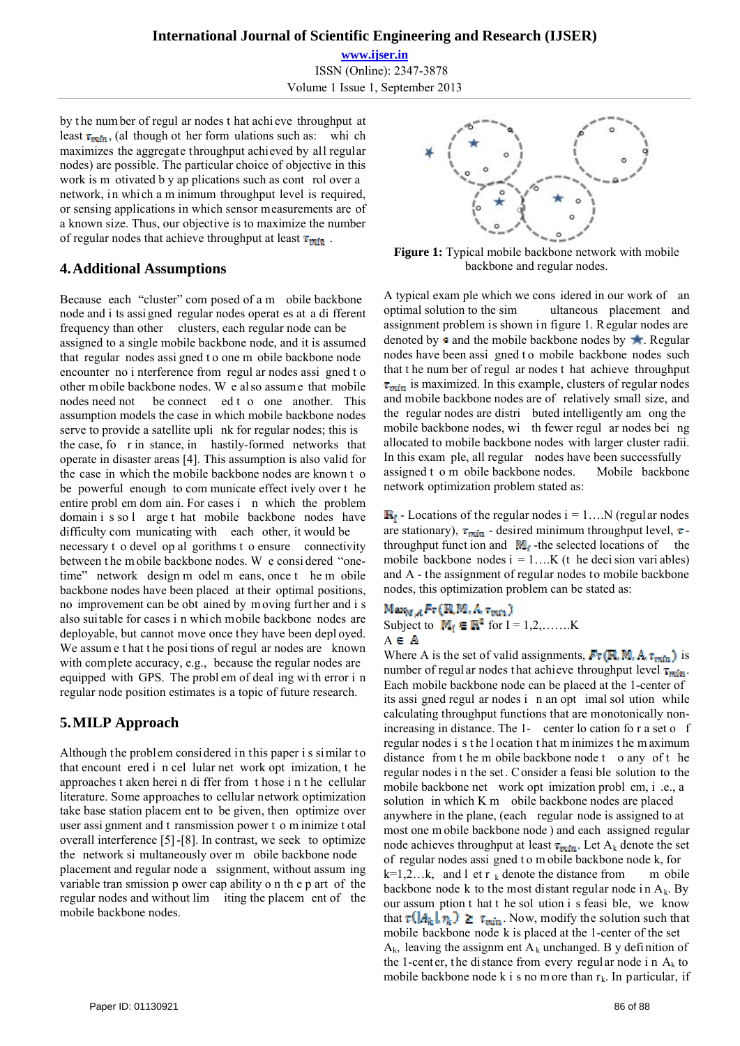by the number of regular nodes that achieve throughput at least $\tau_{min}$, (although other formulations such as: which maximizes the aggregate throughput achieved by all regular nodes) are possible. The particular choice of objective in this work is motivated by applications such as control over a network, in which a minimum throughput level is required, or sensing applications in which sensor measurements are of a known size. Thus, our objective is to maximize the number of regular nodes that achieve throughput at least $\tau_{min}$.

## 4. Additional Assumptions

Because each "cluster" composed of a mobile backbone node and its assigned regular nodes operates at a different frequency than other clusters, each regular node can be assigned to a single mobile backbone node, and it is assumed that regular nodes assigned to one mobile backbone node encounter no interference from regular nodes assigned to other mobile backbone nodes. We also assume that mobile nodes need not be connected to one another. This assumption models the case in which mobile backbone nodes serve to provide a satellite uplink for regular nodes; this is the case, for instance, in hastily-formed networks that operate in disaster areas [4]. This assumption is also valid for the case in which the mobile backbone nodes are known to be powerful enough to communicate effectively over the entire problem domain. For cases in which the problem domain is so large that mobile backbone nodes have difficulty communicating with each other, it would be necessary to develop algorithms to ensure connectivity between the mobile backbone nodes. We considered "one-time" network design model means, once the mobile backbone nodes have been placed at their optimal positions, no improvement can be obtained by moving further and is also suitable for cases in which mobile backbone nodes are deployable, but cannot move once they have been deployed. We assume that the positions of regular nodes are known with complete accuracy, e.g., because the regular nodes are equipped with GPS. The problem of dealing with error in regular node position estimates is a topic of future research.

## 5. MILP Approach

Although the problem considered in this paper is similar to that encountered in cellular network optimization, the approaches taken herein differ from those in the cellular literature. Some approaches to cellular network optimization take base station placement to be given, then optimize over user assignment and transmission power to minimize total overall interference [5]-[8]. In contrast, we seek to optimize the network simultaneously over mobile backbone node placement and regular node assignment, without assuming variable transmission power capability on the part of the regular nodes and without limiting the placement of the mobile backbone nodes.

**Figure 1:** Typical mobile backbone network with mobile backbone and regular nodes.

A typical example which we considered in our work of an optimal solution to the simultaneous placement and assignment problem is shown in figure 1. Regular nodes are denoted by • and the mobile backbone nodes by ★. Regular nodes have been assigned to mobile backbone nodes such that the number of regular nodes that achieve throughput $\tau_{min}$ is maximized. In this example, clusters of regular nodes and mobile backbone nodes are of relatively small size, and the regular nodes are distributed intelligently among the mobile backbone nodes, with fewer regular nodes being allocated to mobile backbone nodes with larger cluster radii. In this example, all regular nodes have been successfully assigned to mobile backbone nodes. Mobile backbone network optimization problem stated as:

$\mathbb{R}_i$ - Locations of the regular nodes i = 1….N (regular nodes are stationary), $\tau_{min}$ - desired minimum throughput level, $\tau$ - throughput function and $\mathbb{M}_i$ -the selected locations of the mobile backbone nodes i = 1….K (the decision variables) and A - the assignment of regular nodes to mobile backbone nodes, this optimization problem can be stated as:

$$\mathrm{Max}_{M,A}\, Fr(\mathbb{R}, \mathbb{M}, A, \tau_{min})$$

Subject to $\mathbb{M}_I \in \mathbb{R}^2$ for I = 1,2,…….K

$A \in \mathbb{A}$

Where A is the set of valid assignments, $Fr(\mathbb{R}, \mathbb{M}, A, \tau_{min})$ is number of regular nodes that achieve throughput level $\tau_{min}$. Each mobile backbone node can be placed at the 1-center of its assigned regular nodes in an optimal solution while calculating throughput functions that are monotonically non-increasing in distance. The 1- center location for a set of regular nodes is the location that minimizes the maximum distance from the mobile backbone node to any of the regular nodes in the set. Consider a feasible solution to the mobile backbone network optimization problem, i.e., a solution in which K mobile backbone nodes are placed anywhere in the plane, (each regular node is assigned to at most one mobile backbone node) and each assigned regular node achieves throughput at least $\tau_{min}$. Let $A_k$ denote the set of regular nodes assigned to mobile backbone node k, for k=1,2…k, and let $r_k$ denote the distance from mobile backbone node k to the most distant regular node in $A_k$. By our assumption that the solution is feasible, we know that $\tau(|A_k|, r_k) \geq \tau_{min}$. Now, modify the solution such that mobile backbone node k is placed at the 1-center of the set $A_k$, leaving the assignment $A_k$ unchanged. By definition of the 1-center, the distance from every regular node in $A_k$ to mobile backbone node k is no more than $r_k$. In particular, if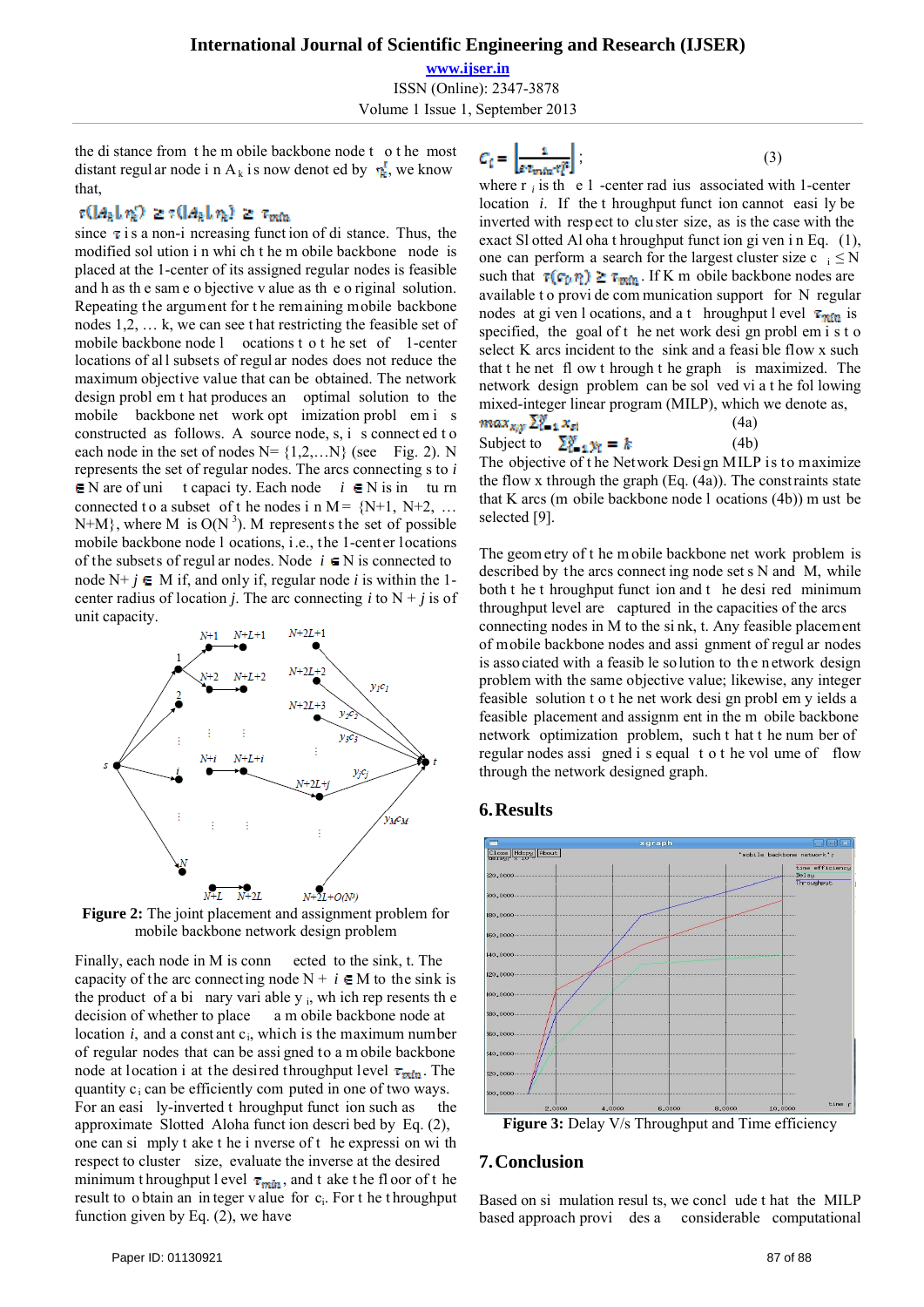the distance from the mobile backbone node to the most distant regular node in $A_k$ is now denoted by $r_k^2$, we know that,

$$\tau(|A_k|, r_k^2) \geq \tau(|A_k|, r_k^1) \geq \tau_{min}$$

since $\tau$ is a non-increasing function of distance. Thus, the modified solution in which the mobile backbone node is placed at the 1-center of its assigned regular nodes is feasible and has the same objective value as the original solution. Repeating the argument for the remaining mobile backbone nodes 1,2, … k, we can see that restricting the feasible set of mobile backbone node locations to the set of 1-center locations of all subsets of regular nodes does not reduce the maximum objective value that can be obtained. The network design problem that produces an optimal solution to the mobile backbone network optimization problem is constructed as follows. A source node, s, is connected to each node in the set of nodes N= {1,2,…N} (see Fig. 2). N represents the set of regular nodes. The arcs connecting s to $i \in$ N are of unit capacity. Each node $i \in$ N is in turn connected to a subset of the nodes in M= {N+1, N+2, … N+M}, where M is O($N^3$). M represents the set of possible mobile backbone node locations, i.e., the 1-center locations of the subsets of regular nodes. Node $i \in$ N is connected to node N+ $j \in$ M if, and only if, regular node $i$ is within the 1-center radius of location $j$. The arc connecting $i$ to N + $j$ is of unit capacity.

**Figure 2:** The joint placement and assignment problem for mobile backbone network design problem

Finally, each node in M is connected to the sink, t. The capacity of the arc connecting node N + $i \in$ M to the sink is the product of a binary variable $y_i$, which represents the decision of whether to place a mobile backbone node at location $i$, and a constant $c_i$, which is the maximum number of regular nodes that can be assigned to a mobile backbone node at location i at the desired throughput level $\tau_{min}$. The quantity $c_i$ can be efficiently computed in one of two ways. For an easily-inverted throughput function such as the approximate Slotted Aloha function described by Eq. (2), one can simply take the inverse of the expression with respect to cluster size, evaluate the inverse at the desired minimum throughput level $\tau_{min}$, and take the floor of the result to obtain an integer value for $c_i$. For the throughput function given by Eq. (2), we have

$$c_i = \left\lfloor \frac{1}{e\,\tau_{min}\,r_i^2} \right\rfloor ; \qquad (3)$$

where $r_i$ is the 1-center radius associated with 1-center location $i$. If the throughput function cannot easily be inverted with respect to cluster size, as is the case with the exact Slotted Aloha throughput function given in Eq. (1), one can perform a search for the largest cluster size $c_i \leq$ N such that $\tau(c_i, r_i) \geq \tau_{min}$. If K mobile backbone nodes are available to provide communication support for N regular nodes at given locations, and a throughput level $\tau_{min}$ is specified, the goal of the network design problem is to select K arcs incident to the sink and a feasible flow x such that the net flow through the graph is maximized. The network design problem can be solved via the following mixed-integer linear program (MILP), which we denote as,

$$max_{x,y} \sum_{i=1}^{N} x_{si} \qquad (4a)$$

Subject to $\sum_{j=1}^{M} y_j = k$ (4b)

The objective of the Network Design MILP is to maximize the flow x through the graph (Eq. (4a)). The constraints state that K arcs (mobile backbone node locations (4b)) must be selected [9].

The geometry of the mobile backbone network problem is described by the arcs connecting node sets N and M, while both the throughput function and the desired minimum throughput level are captured in the capacities of the arcs connecting nodes in M to the sink, t. Any feasible placement of mobile backbone nodes and assignment of regular nodes is associated with a feasible solution to the network design problem with the same objective value; likewise, any integer feasible solution to the network design problem yields a feasible placement and assignment in the mobile backbone network optimization problem, such that the number of regular nodes assigned is equal to the volume of flow through the network designed graph.

## 6. Results

**Figure 3:** Delay V/s Throughput and Time efficiency

## 7. Conclusion

Based on simulation results, we conclude that the MILP based approach provides a considerable computational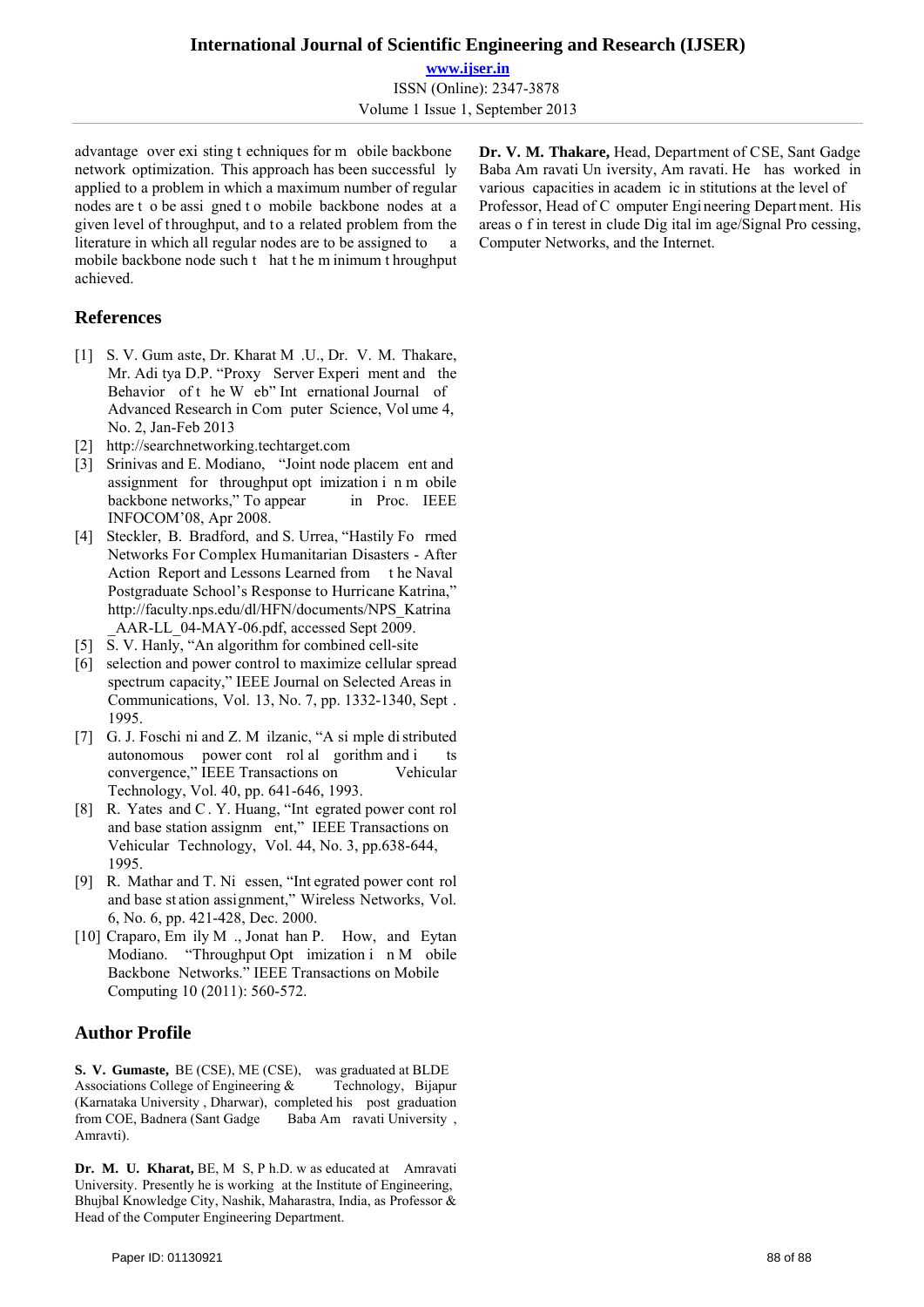advantage over existing techniques for mobile backbone network optimization. This approach has been successfully applied to a problem in which a maximum number of regular nodes are to be assigned to mobile backbone nodes at a given level of throughput, and to a related problem from the literature in which all regular nodes are to be assigned to a mobile backbone node such that the minimum throughput achieved.

## References

[1] S. V. Gumaste, Dr. Kharat M .U., Dr. V. M. Thakare, Mr. Aditya D.P. "Proxy Server Experiment and the Behavior of the Web" International Journal of Advanced Research in Computer Science, Volume 4, No. 2, Jan-Feb 2013

[2] http://searchnetworking.techtarget.com

[3] Srinivas and E. Modiano, "Joint node placement and assignment for throughput optimization in mobile backbone networks," To appear in Proc. IEEE INFOCOM'08, Apr 2008.

[4] Steckler, B. Bradford, and S. Urrea, "Hastily Formed Networks For Complex Humanitarian Disasters - After Action Report and Lessons Learned from the Naval Postgraduate School's Response to Hurricane Katrina," http://faculty.nps.edu/dl/HFN/documents/NPS_Katrina_AAR-LL_04-MAY-06.pdf, accessed Sept 2009.

[5] S. V. Hanly, "An algorithm for combined cell-site

[6] selection and power control to maximize cellular spread spectrum capacity," IEEE Journal on Selected Areas in Communications, Vol. 13, No. 7, pp. 1332-1340, Sept . 1995.

[7] G. J. Foschini and Z. Milzanic, "A simple distributed autonomous power control algorithm and its convergence," IEEE Transactions on Vehicular Technology, Vol. 40, pp. 641-646, 1993.

[8] R. Yates and C. Y. Huang, "Integrated power control and base station assignment," IEEE Transactions on Vehicular Technology, Vol. 44, No. 3, pp.638-644, 1995.

[9] R. Mathar and T. Niessen, "Integrated power control and base station assignment," Wireless Networks, Vol. 6, No. 6, pp. 421-428, Dec. 2000.

[10] Craparo, Emily M ., Jonathan P. How, and Eytan Modiano. "Throughput Optimization in Mobile Backbone Networks." IEEE Transactions on Mobile Computing 10 (2011): 560-572.

## Author Profile

**S. V. Gumaste,** BE (CSE), ME (CSE), was graduated at BLDE Associations College of Engineering & Technology, Bijapur (Karnataka University , Dharwar), completed his post graduation from COE, Badnera (Sant Gadge Baba Amravati University , Amravti).

**Dr. M. U. Kharat,** BE, MS, Ph.D. was educated at Amravati University. Presently he is working at the Institute of Engineering, Bhujbal Knowledge City, Nashik, Maharastra, India, as Professor & Head of the Computer Engineering Department.

**Dr. V. M. Thakare,** Head, Department of CSE, Sant Gadge Baba Amravati University, Amravati. He has worked in various capacities in academic institutions at the level of Professor, Head of Computer Engineering Department. His areas of interest include Digital image/Signal Processing, Computer Networks, and the Internet.